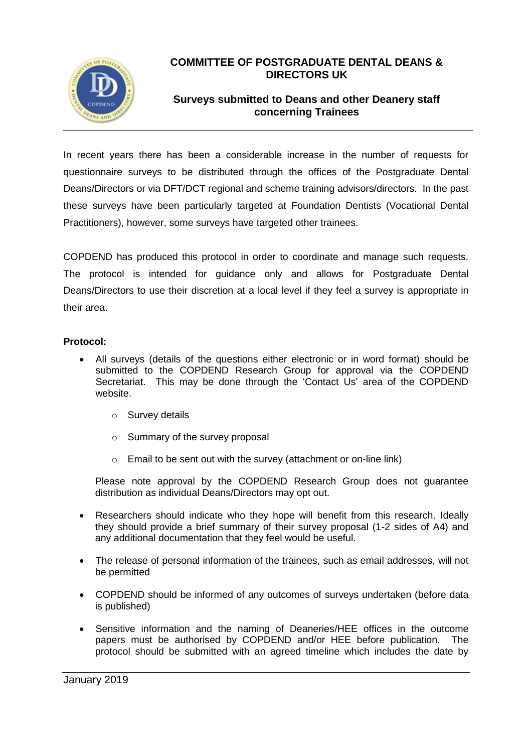# COMMITTEE OF POSTGRADUATE DENTAL DEANS & DIRECTORS UK

## Surveys submitted to Deans and other Deanery staff concerning Trainees

In recent years there has been a considerable increase in the number of requests for questionnaire surveys to be distributed through the offices of the Postgraduate Dental Deans/Directors or via DFT/DCT regional and scheme training advisors/directors. In the past these surveys have been particularly targeted at Foundation Dentists (Vocational Dental Practitioners), however, some surveys have targeted other trainees.

COPDEND has produced this protocol in order to coordinate and manage such requests. The protocol is intended for guidance only and allows for Postgraduate Dental Deans/Directors to use their discretion at a local level if they feel a survey is appropriate in their area.

**Protocol:**

- All surveys (details of the questions either electronic or in word format) should be submitted to the COPDEND Research Group for approval via the COPDEND Secretariat. This may be done through the 'Contact Us' area of the COPDEND website.
    - Survey details
    - Summary of the survey proposal
    - Email to be sent out with the survey (attachment or on-line link)

  Please note approval by the COPDEND Research Group does not guarantee distribution as individual Deans/Directors may opt out.

- Researchers should indicate who they hope will benefit from this research. Ideally they should provide a brief summary of their survey proposal (1-2 sides of A4) and any additional documentation that they feel would be useful.
- The release of personal information of the trainees, such as email addresses, will not be permitted
- COPDEND should be informed of any outcomes of surveys undertaken (before data is published)
- Sensitive information and the naming of Deaneries/HEE offices in the outcome papers must be authorised by COPDEND and/or HEE before publication. The protocol should be submitted with an agreed timeline which includes the date by

January 2019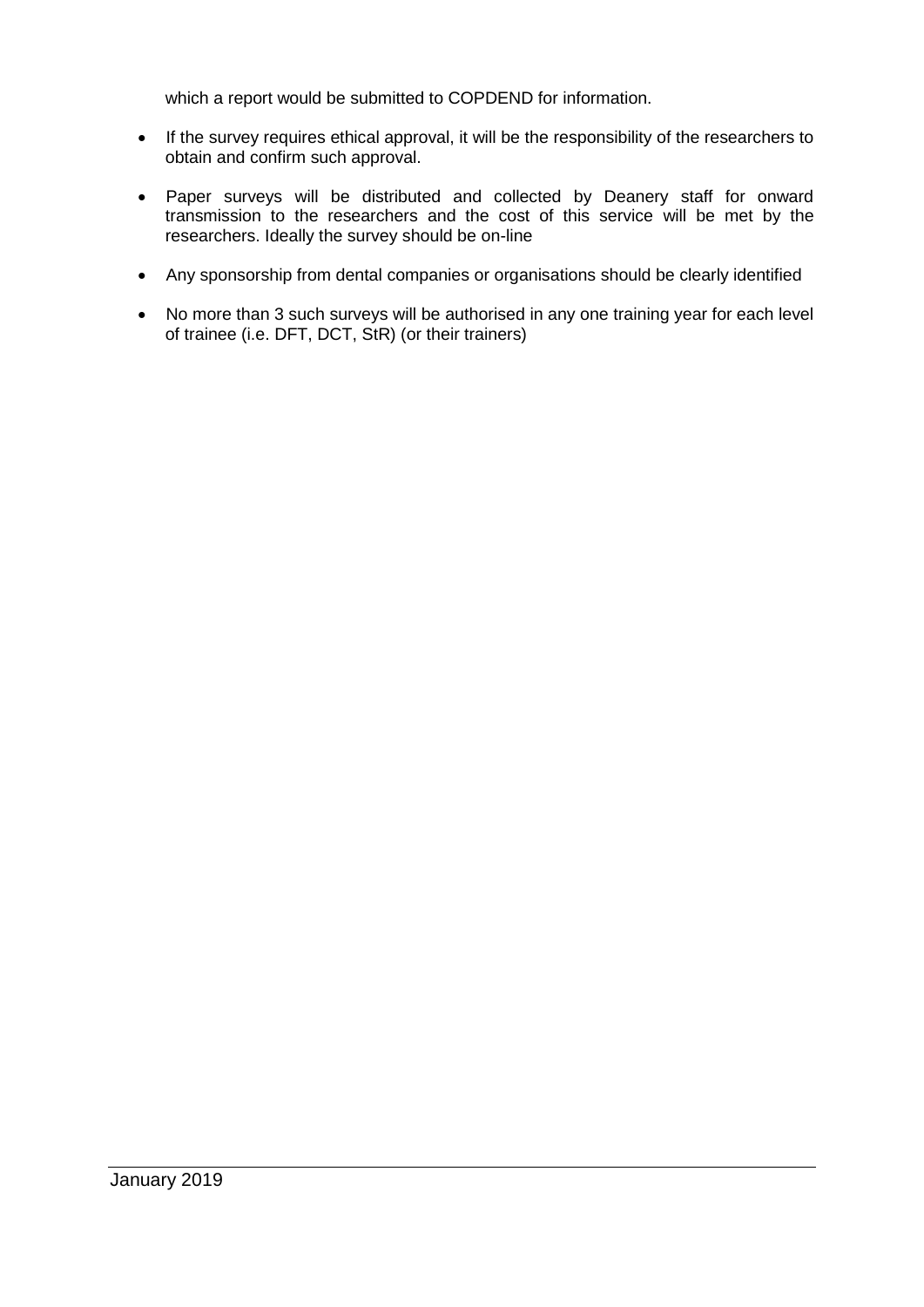which a report would be submitted to COPDEND for information.

- If the survey requires ethical approval, it will be the responsibility of the researchers to obtain and confirm such approval.
- Paper surveys will be distributed and collected by Deanery staff for onward transmission to the researchers and the cost of this service will be met by the researchers. Ideally the survey should be on-line
- Any sponsorship from dental companies or organisations should be clearly identified
- No more than 3 such surveys will be authorised in any one training year for each level of trainee (i.e. DFT, DCT, StR) (or their trainers)